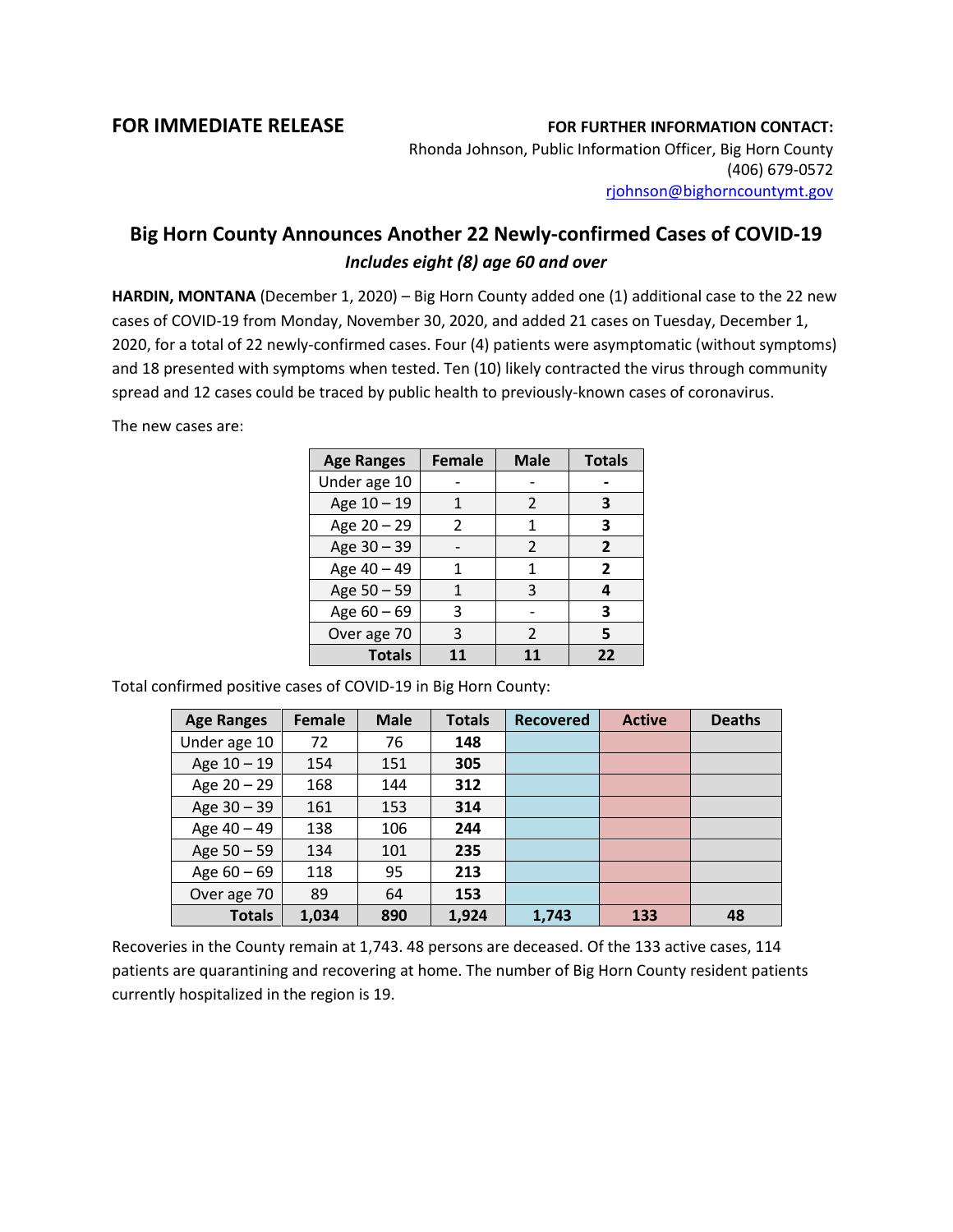**FOR IMMEDIATE RELEASE**

**FOR FURTHER INFORMATION CONTACT:**
Rhonda Johnson, Public Information Officer, Big Horn County
(406) 679-0572
rjohnson@bighorncountymt.gov

## Big Horn County Announces Another 22 Newly-confirmed Cases of COVID-19

***Includes eight (8) age 60 and over***

**HARDIN, MONTANA** (December 1, 2020) – Big Horn County added one (1) additional case to the 22 new cases of COVID-19 from Monday, November 30, 2020, and added 21 cases on Tuesday, December 1, 2020, for a total of 22 newly-confirmed cases. Four (4) patients were asymptomatic (without symptoms) and 18 presented with symptoms when tested. Ten (10) likely contracted the virus through community spread and 12 cases could be traced by public health to previously-known cases of coronavirus.

The new cases are:

| Age Ranges | Female | Male | Totals |
|---|---|---|---|
| Under age 10 | - | - | **-** |
| Age 10 – 19 | 1 | 2 | **3** |
| Age 20 – 29 | 2 | 1 | **3** |
| Age 30 – 39 | - | 2 | **2** |
| Age 40 – 49 | 1 | 1 | **2** |
| Age 50 – 59 | 1 | 3 | **4** |
| Age 60 – 69 | 3 | - | **3** |
| Over age 70 | 3 | 2 | **5** |
| **Totals** | **11** | **11** | **22** |

Total confirmed positive cases of COVID-19 in Big Horn County:

| Age Ranges | Female | Male | Totals | Recovered | Active | Deaths |
|---|---|---|---|---|---|---|
| Under age 10 | 72 | 76 | **148** | | | |
| Age 10 – 19 | 154 | 151 | **305** | | | |
| Age 20 – 29 | 168 | 144 | **312** | | | |
| Age 30 – 39 | 161 | 153 | **314** | | | |
| Age 40 – 49 | 138 | 106 | **244** | | | |
| Age 50 – 59 | 134 | 101 | **235** | | | |
| Age 60 – 69 | 118 | 95 | **213** | | | |
| Over age 70 | 89 | 64 | **153** | | | |
| **Totals** | **1,034** | **890** | **1,924** | **1,743** | **133** | **48** |

Recoveries in the County remain at 1,743. 48 persons are deceased. Of the 133 active cases, 114 patients are quarantining and recovering at home. The number of Big Horn County resident patients currently hospitalized in the region is 19.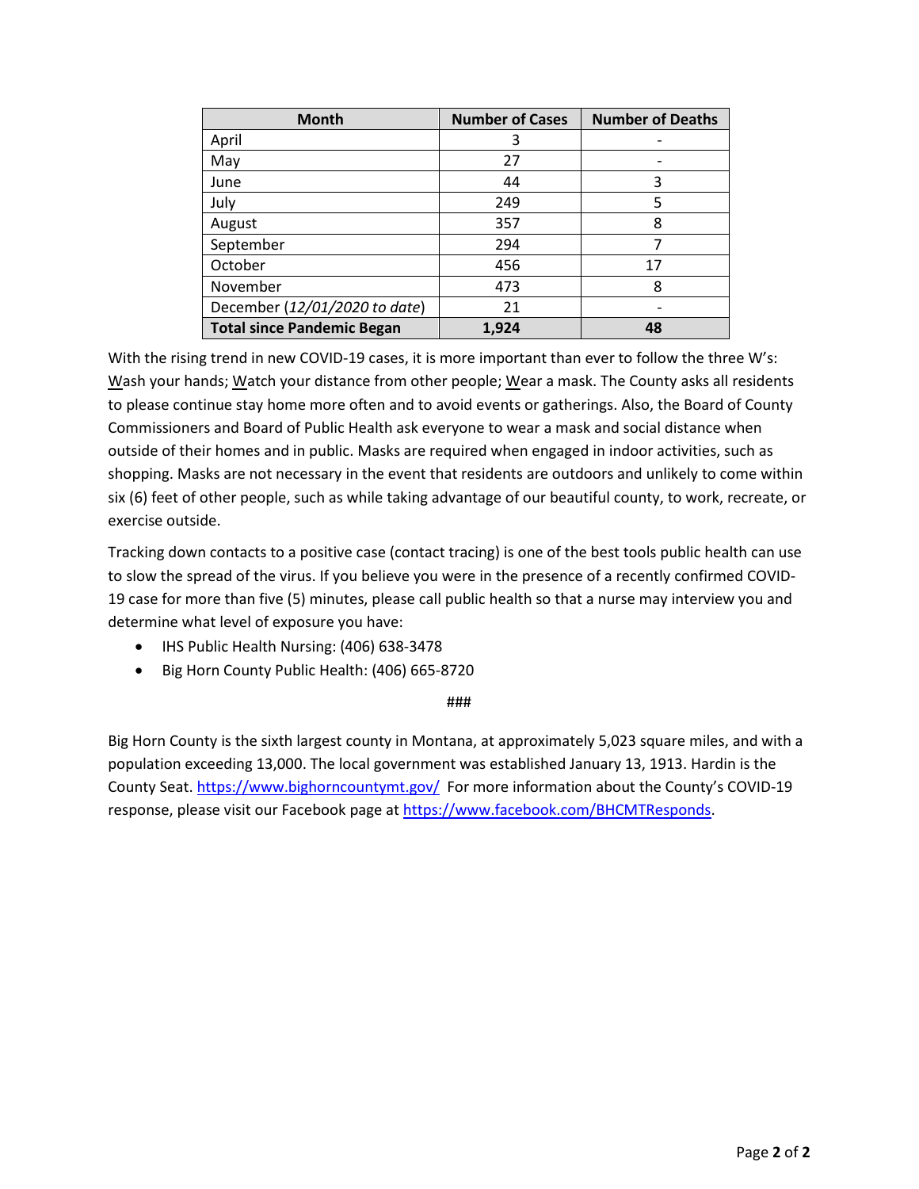| Month | Number of Cases | Number of Deaths |
|---|---|---|
| April | 3 | - |
| May | 27 | - |
| June | 44 | 3 |
| July | 249 | 5 |
| August | 357 | 8 |
| September | 294 | 7 |
| October | 456 | 17 |
| November | 473 | 8 |
| December (*12/01/2020 to date*) | 21 | - |
| **Total since Pandemic Began** | **1,924** | **48** |

With the rising trend in new COVID-19 cases, it is more important than ever to follow the three W's: Wash your hands; Watch your distance from other people; Wear a mask. The County asks all residents to please continue stay home more often and to avoid events or gatherings. Also, the Board of County Commissioners and Board of Public Health ask everyone to wear a mask and social distance when outside of their homes and in public. Masks are required when engaged in indoor activities, such as shopping. Masks are not necessary in the event that residents are outdoors and unlikely to come within six (6) feet of other people, such as while taking advantage of our beautiful county, to work, recreate, or exercise outside.

Tracking down contacts to a positive case (contact tracing) is one of the best tools public health can use to slow the spread of the virus. If you believe you were in the presence of a recently confirmed COVID-19 case for more than five (5) minutes, please call public health so that a nurse may interview you and determine what level of exposure you have:

- IHS Public Health Nursing: (406) 638-3478
- Big Horn County Public Health: (406) 665-8720

###

Big Horn County is the sixth largest county in Montana, at approximately 5,023 square miles, and with a population exceeding 13,000. The local government was established January 13, 1913. Hardin is the County Seat. https://www.bighorncountymt.gov/ For more information about the County's COVID-19 response, please visit our Facebook page at https://www.facebook.com/BHCMTResponds.